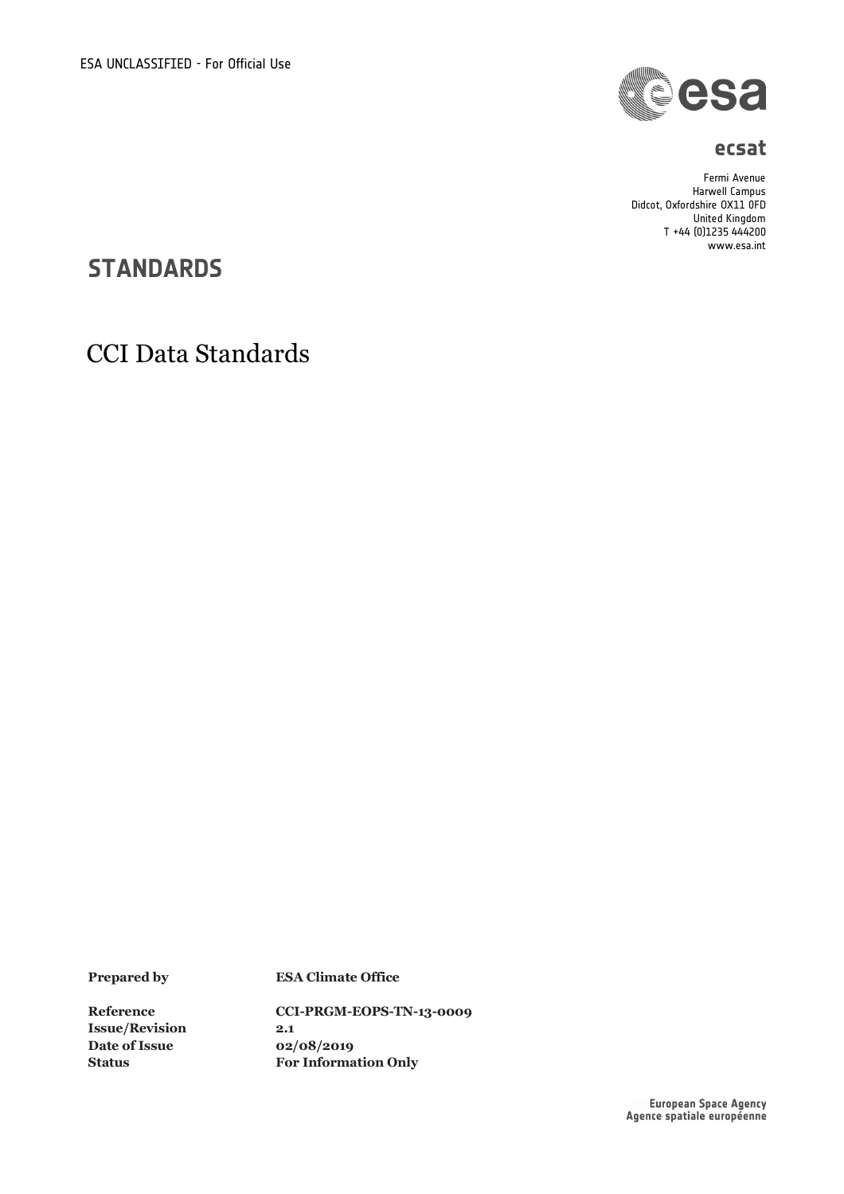ESA UNCLASSIFIED - For Official Use

**ecsat**

Fermi Avenue
Harwell Campus
Didcot, Oxfordshire OX11 0FD
United Kingdom
T +44 (0)1235 444200
www.esa.int

## STANDARDS

# CCI Data Standards

| | |
|---|---|
| **Prepared by** | **ESA Climate Office** |
| **Reference** | **CCI-PRGM-EOPS-TN-13-0009** |
| **Issue/Revision** | **2.1** |
| **Date of Issue** | **02/08/2019** |
| **Status** | **For Information Only** |

**European Space Agency**
**Agence spatiale européenne**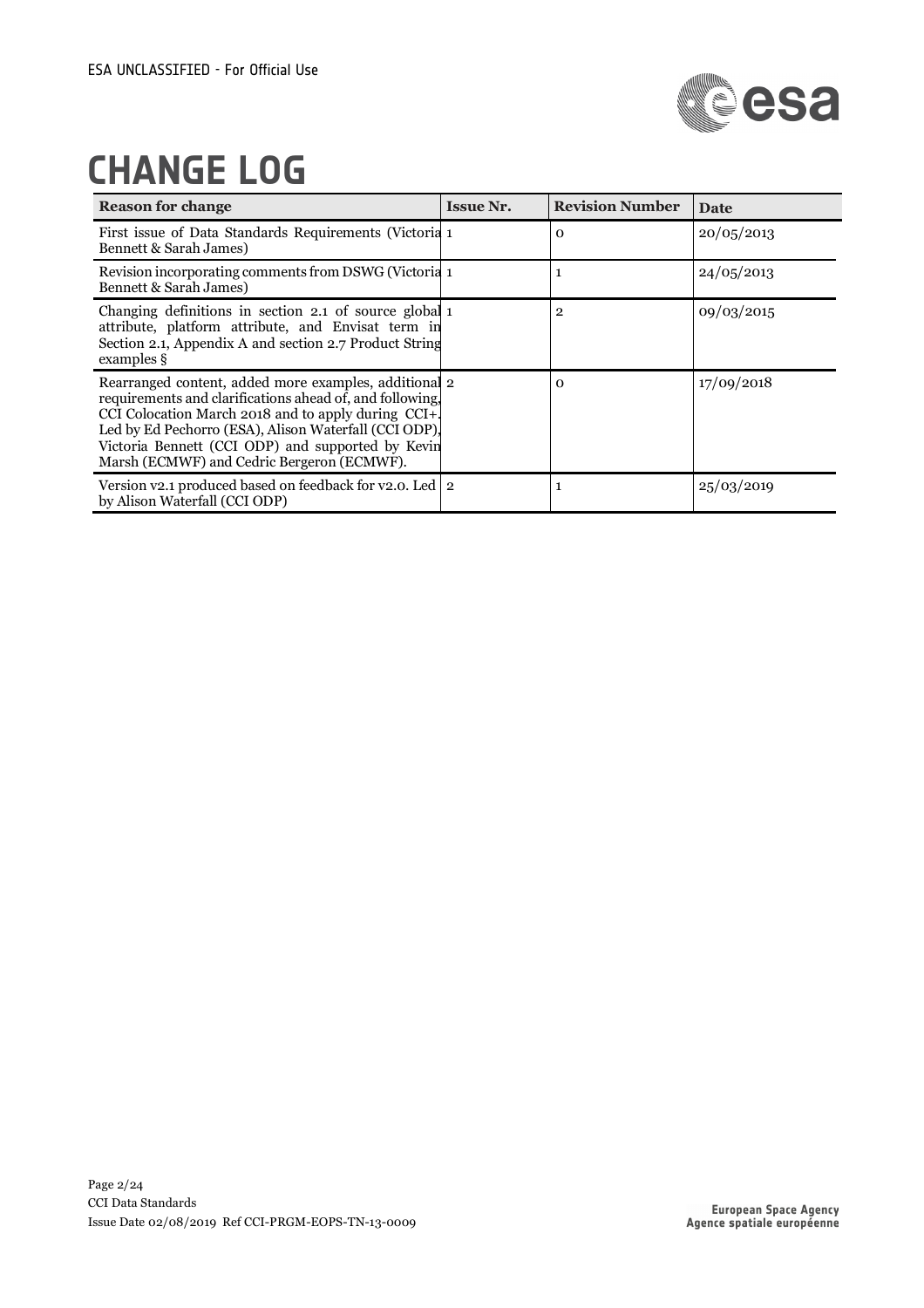// CHANGE LOG

| Reason for change | Issue Nr. | Revision Number | Date |
|---|---|---|---|
| First issue of Data Standards Requirements (Victoria Bennett & Sarah James) | 1 | 0 | 20/05/2013 |
| Revision incorporating comments from DSWG (Victoria Bennett & Sarah James) | 1 | 1 | 24/05/2013 |
| Changing definitions in section 2.1 of source global attribute, platform attribute, and Envisat term in Section 2.1, Appendix A and section 2.7 Product String examples § | 1 | 2 | 09/03/2015 |
| Rearranged content, added more examples, additional requirements and clarifications ahead of, and following, CCI Colocation March 2018 and to apply during CCI+. Led by Ed Pechorro (ESA), Alison Waterfall (CCI ODP), Victoria Bennett (CCI ODP) and supported by Kevin Marsh (ECMWF) and Cedric Bergeron (ECMWF). | 2 | 0 | 17/09/2018 |
| Version v2.1 produced based on feedback for v2.0. Led by Alison Waterfall (CCI ODP) | 2 | 1 | 25/03/2019 |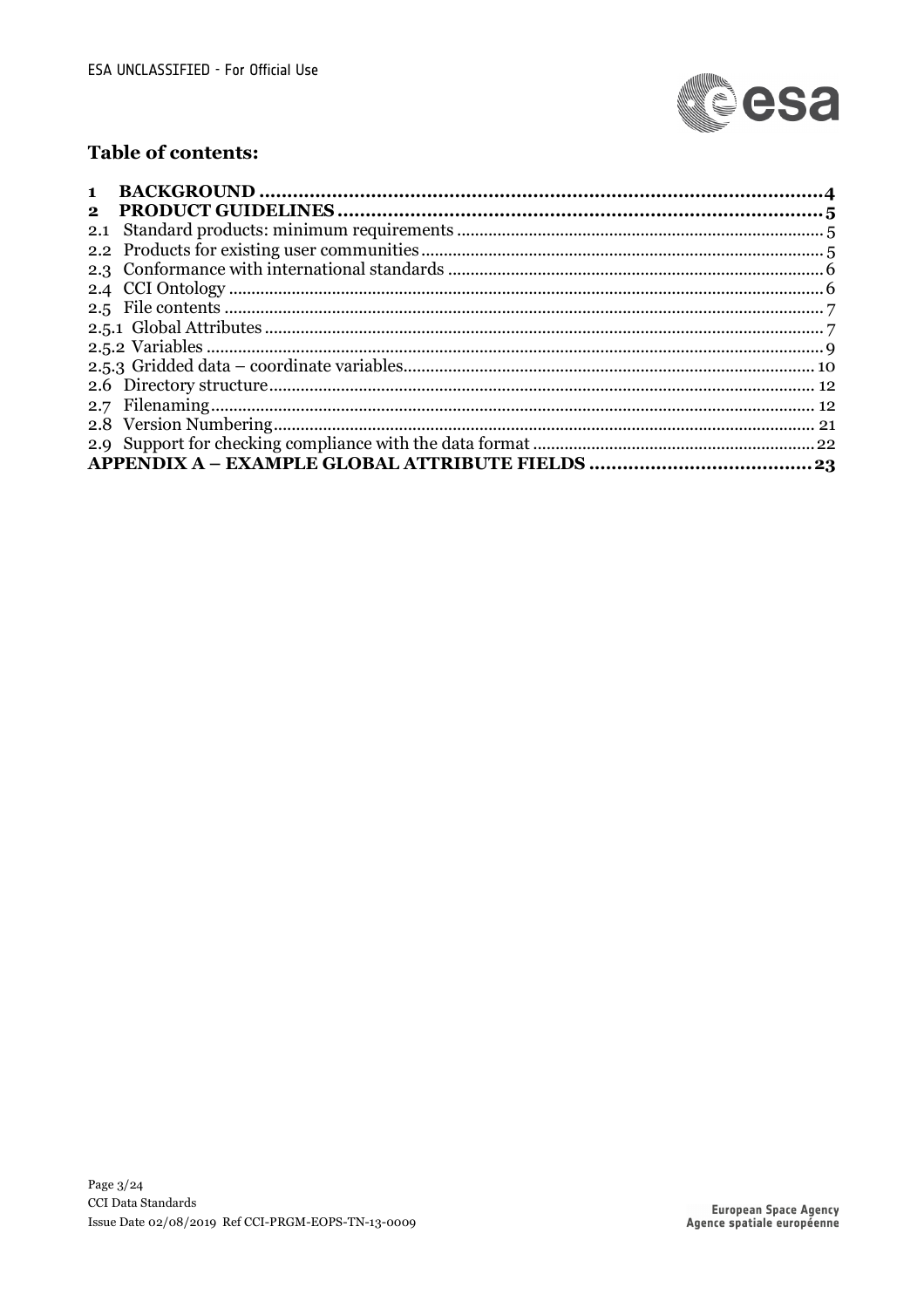## Table of contents:

**1 BACKGROUND ....................................................................................................4**
**2 PRODUCT GUIDELINES ......................................................................................5**
2.1 Standard products: minimum requirements ..................................................................5
2.2 Products for existing user communities ........................................................................5
2.3 Conformance with international standards ...................................................................6
2.4 CCI Ontology ...................................................................................................................6
2.5 File contents ....................................................................................................................7
2.5.1 Global Attributes ..........................................................................................................7
2.5.2 Variables .......................................................................................................................9
2.5.3 Gridded data – coordinate variables..........................................................................10
2.6 Directory structure.........................................................................................................12
2.7 Filenaming......................................................................................................................12
2.8 Version Numbering........................................................................................................21
2.9 Support for checking compliance with the data format ..............................................22
**APPENDIX A – EXAMPLE GLOBAL ATTRIBUTE FIELDS .......................................23**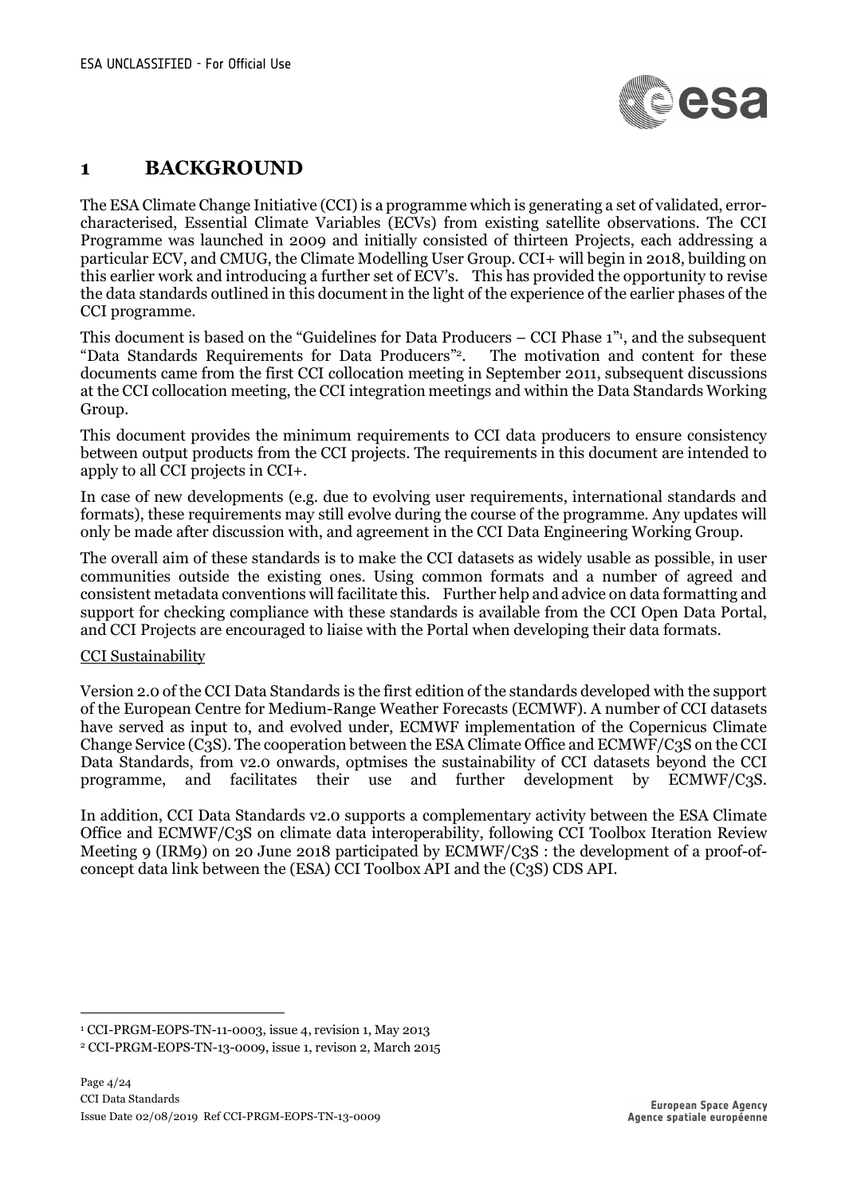# 1 BACKGROUND

The ESA Climate Change Initiative (CCI) is a programme which is generating a set of validated, error-characterised, Essential Climate Variables (ECVs) from existing satellite observations. The CCI Programme was launched in 2009 and initially consisted of thirteen Projects, each addressing a particular ECV, and CMUG, the Climate Modelling User Group. CCI+ will begin in 2018, building on this earlier work and introducing a further set of ECV's. This has provided the opportunity to revise the data standards outlined in this document in the light of the experience of the earlier phases of the CCI programme.

This document is based on the "Guidelines for Data Producers – CCI Phase 1"[1], and the subsequent "Data Standards Requirements for Data Producers"[2]. The motivation and content for these documents came from the first CCI collocation meeting in September 2011, subsequent discussions at the CCI collocation meeting, the CCI integration meetings and within the Data Standards Working Group.

This document provides the minimum requirements to CCI data producers to ensure consistency between output products from the CCI projects. The requirements in this document are intended to apply to all CCI projects in CCI+.

In case of new developments (e.g. due to evolving user requirements, international standards and formats), these requirements may still evolve during the course of the programme. Any updates will only be made after discussion with, and agreement in the CCI Data Engineering Working Group.

The overall aim of these standards is to make the CCI datasets as widely usable as possible, in user communities outside the existing ones. Using common formats and a number of agreed and consistent metadata conventions will facilitate this. Further help and advice on data formatting and support for checking compliance with these standards is available from the CCI Open Data Portal, and CCI Projects are encouraged to liaise with the Portal when developing their data formats.

CCI Sustainability

Version 2.0 of the CCI Data Standards is the first edition of the standards developed with the support of the European Centre for Medium-Range Weather Forecasts (ECMWF). A number of CCI datasets have served as input to, and evolved under, ECMWF implementation of the Copernicus Climate Change Service (C3S). The cooperation between the ESA Climate Office and ECMWF/C3S on the CCI Data Standards, from v2.0 onwards, optmises the sustainability of CCI datasets beyond the CCI programme, and facilitates their use and further development by ECMWF/C3S.

In addition, CCI Data Standards v2.0 supports a complementary activity between the ESA Climate Office and ECMWF/C3S on climate data interoperability, following CCI Toolbox Iteration Review Meeting 9 (IRM9) on 20 June 2018 participated by ECMWF/C3S : the development of a proof-of-concept data link between the (ESA) CCI Toolbox API and the (C3S) CDS API.

[1] CCI-PRGM-EOPS-TN-11-0003, issue 4, revision 1, May 2013

[2] CCI-PRGM-EOPS-TN-13-0009, issue 1, revison 2, March 2015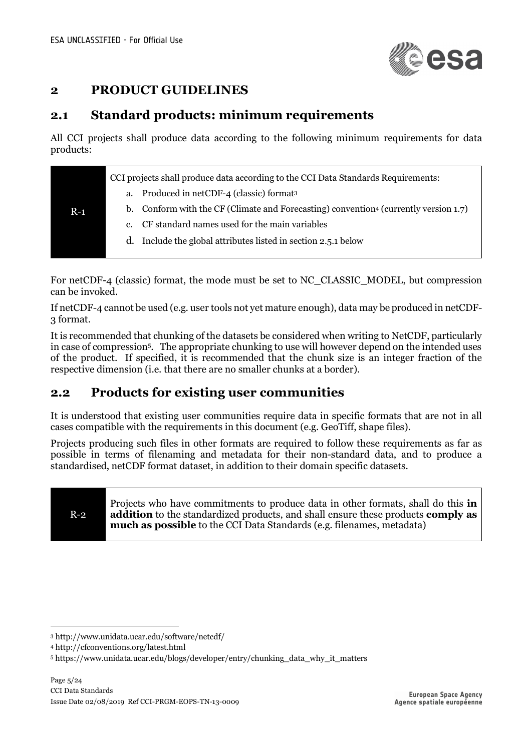# 2 PRODUCT GUIDELINES

## 2.1 Standard products: minimum requirements

All CCI projects shall produce data according to the following minimum requirements for data products:

| R-1 | CCI projects shall produce data according to the CCI Data Standards Requirements:<br>a. Produced in netCDF-4 (classic) format[3]<br>b. Conform with the CF (Climate and Forecasting) convention[4] (currently version 1.7)<br>c. CF standard names used for the main variables<br>d. Include the global attributes listed in section 2.5.1 below |
|---|---|

For netCDF-4 (classic) format, the mode must be set to NC_CLASSIC_MODEL, but compression can be invoked.

If netCDF-4 cannot be used (e.g. user tools not yet mature enough), data may be produced in netCDF-3 format.

It is recommended that chunking of the datasets be considered when writing to NetCDF, particularly in case of compression[5]. The appropriate chunking to use will however depend on the intended uses of the product. If specified, it is recommended that the chunk size is an integer fraction of the respective dimension (i.e. that there are no smaller chunks at a border).

## 2.2 Products for existing user communities

It is understood that existing user communities require data in specific formats that are not in all cases compatible with the requirements in this document (e.g. GeoTiff, shape files).

Projects producing such files in other formats are required to follow these requirements as far as possible in terms of filenaming and metadata for their non-standard data, and to produce a standardised, netCDF format dataset, in addition to their domain specific datasets.

| R-2 | Projects who have commitments to produce data in other formats, shall do this **in addition** to the standardized products, and shall ensure these products **comply as much as possible** to the CCI Data Standards (e.g. filenames, metadata) |
|---|---|

[3] http://www.unidata.ucar.edu/software/netcdf/

[4] http://cfconventions.org/latest.html

[5] https://www.unidata.ucar.edu/blogs/developer/entry/chunking_data_why_it_matters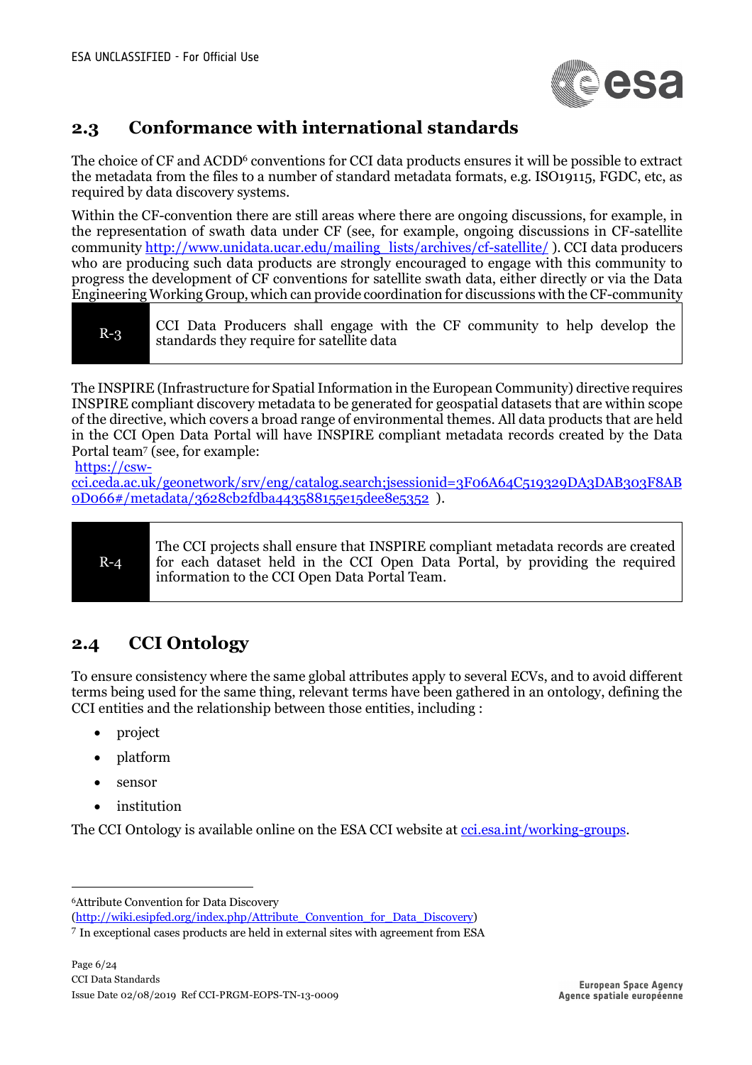## 2.3 Conformance with international standards

The choice of CF and ACDD[6] conventions for CCI data products ensures it will be possible to extract the metadata from the files to a number of standard metadata formats, e.g. ISO19115, FGDC, etc, as required by data discovery systems.

Within the CF-convention there are still areas where there are ongoing discussions, for example, in the representation of swath data under CF (see, for example, ongoing discussions in CF-satellite community http://www.unidata.ucar.edu/mailing_lists/archives/cf-satellite/ ). CCI data producers who are producing such data products are strongly encouraged to engage with this community to progress the development of CF conventions for satellite swath data, either directly or via the Data Engineering Working Group, which can provide coordination for discussions with the CF-community

| R-3 | CCI Data Producers shall engage with the CF community to help develop the standards they require for satellite data |
|---|---|

The INSPIRE (Infrastructure for Spatial Information in the European Community) directive requires INSPIRE compliant discovery metadata to be generated for geospatial datasets that are within scope of the directive, which covers a broad range of environmental themes. All data products that are held in the CCI Open Data Portal will have INSPIRE compliant metadata records created by the Data Portal team[7] (see, for example:
https://csw-cci.ceda.ac.uk/geonetwork/srv/eng/catalog.search;jsessionid=3F06A64C519329DA3DAB303F8AB0D066#/metadata/3628cb2fdba443588155e15dee8e5352 ).

| R-4 | The CCI projects shall ensure that INSPIRE compliant metadata records are created for each dataset held in the CCI Open Data Portal, by providing the required information to the CCI Open Data Portal Team. |
|---|---|

## 2.4 CCI Ontology

To ensure consistency where the same global attributes apply to several ECVs, and to avoid different terms being used for the same thing, relevant terms have been gathered in an ontology, defining the CCI entities and the relationship between those entities, including :

- project
- platform
- sensor
- institution

The CCI Ontology is available online on the ESA CCI website at cci.esa.int/working-groups.

---

[6] Attribute Convention for Data Discovery (http://wiki.esipfed.org/index.php/Attribute_Convention_for_Data_Discovery)

[7] In exceptional cases products are held in external sites with agreement from ESA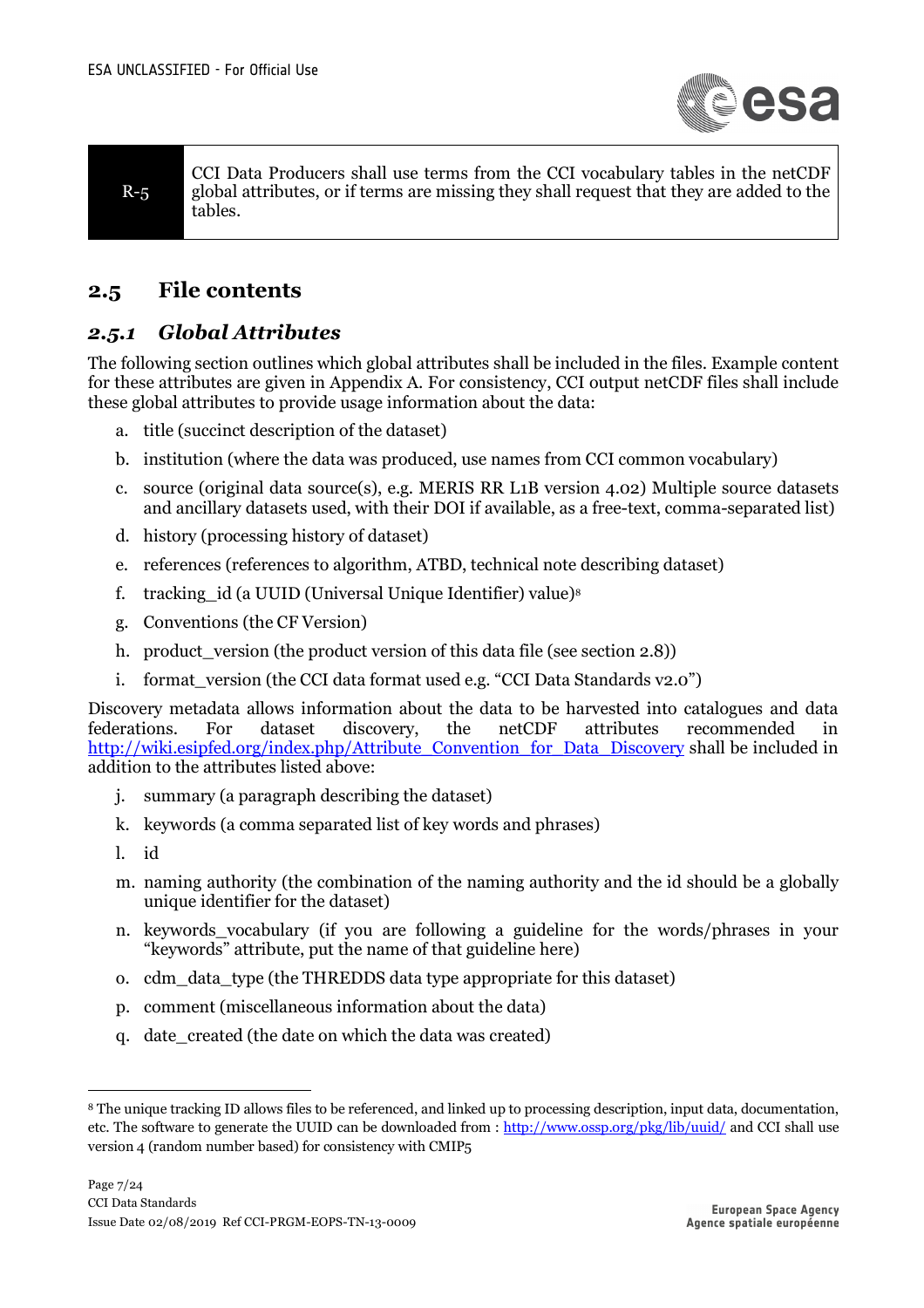| R-5 | CCI Data Producers shall use terms from the CCI vocabulary tables in the netCDF global attributes, or if terms are missing they shall request that they are added to the tables. |
|---|---|

## 2.5 File contents

### *2.5.1 Global Attributes*

The following section outlines which global attributes shall be included in the files. Example content for these attributes are given in Appendix A. For consistency, CCI output netCDF files shall include these global attributes to provide usage information about the data:

a. title (succinct description of the dataset)

b. institution (where the data was produced, use names from CCI common vocabulary)

c. source (original data source(s), e.g. MERIS RR L1B version 4.02) Multiple source datasets and ancillary datasets used, with their DOI if available, as a free-text, comma-separated list)

d. history (processing history of dataset)

e. references (references to algorithm, ATBD, technical note describing dataset)

f. tracking_id (a UUID (Universal Unique Identifier) value)[8]

g. Conventions (the CF Version)

h. product_version (the product version of this data file (see section 2.8))

i. format_version (the CCI data format used e.g. "CCI Data Standards v2.0")

Discovery metadata allows information about the data to be harvested into catalogues and data federations. For dataset discovery, the netCDF attributes recommended in http://wiki.esipfed.org/index.php/Attribute_Convention_for_Data_Discovery shall be included in addition to the attributes listed above:

j. summary (a paragraph describing the dataset)

k. keywords (a comma separated list of key words and phrases)

l. id

m. naming authority (the combination of the naming authority and the id should be a globally unique identifier for the dataset)

n. keywords_vocabulary (if you are following a guideline for the words/phrases in your "keywords" attribute, put the name of that guideline here)

o. cdm_data_type (the THREDDS data type appropriate for this dataset)

p. comment (miscellaneous information about the data)

q. date_created (the date on which the data was created)

---

[8] The unique tracking ID allows files to be referenced, and linked up to processing description, input data, documentation, etc. The software to generate the UUID can be downloaded from : http://www.ossp.org/pkg/lib/uuid/ and CCI shall use version 4 (random number based) for consistency with CMIP5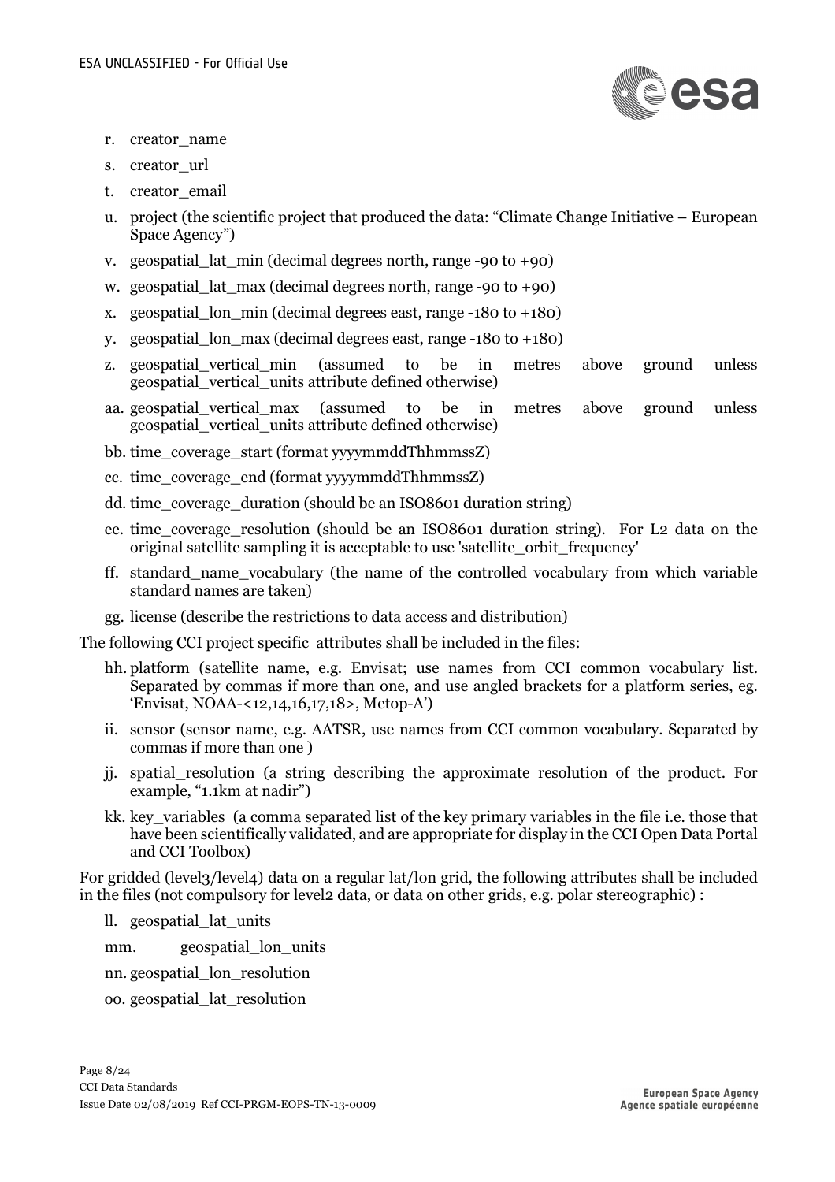r. creator_name

s. creator_url

t. creator_email

u. project (the scientific project that produced the data: "Climate Change Initiative – European Space Agency")

v. geospatial_lat_min (decimal degrees north, range -90 to +90)

w. geospatial_lat_max (decimal degrees north, range -90 to +90)

x. geospatial_lon_min (decimal degrees east, range -180 to +180)

y. geospatial_lon_max (decimal degrees east, range -180 to +180)

z. geospatial_vertical_min (assumed to be in metres above ground unless geospatial_vertical_units attribute defined otherwise)

aa. geospatial_vertical_max (assumed to be in metres above ground unless geospatial_vertical_units attribute defined otherwise)

bb. time_coverage_start (format yyyymmddThhmmssZ)

cc. time_coverage_end (format yyyymmddThhmmssZ)

dd. time_coverage_duration (should be an ISO8601 duration string)

ee. time_coverage_resolution (should be an ISO8601 duration string). For L2 data on the original satellite sampling it is acceptable to use 'satellite_orbit_frequency'

ff. standard_name_vocabulary (the name of the controlled vocabulary from which variable standard names are taken)

gg. license (describe the restrictions to data access and distribution)

The following CCI project specific attributes shall be included in the files:

hh. platform (satellite name, e.g. Envisat; use names from CCI common vocabulary list. Separated by commas if more than one, and use angled brackets for a platform series, eg. 'Envisat, NOAA-<12,14,16,17,18>, Metop-A')

ii. sensor (sensor name, e.g. AATSR, use names from CCI common vocabulary. Separated by commas if more than one )

jj. spatial_resolution (a string describing the approximate resolution of the product. For example, "1.1km at nadir")

kk. key_variables (a comma separated list of the key primary variables in the file i.e. those that have been scientifically validated, and are appropriate for display in the CCI Open Data Portal and CCI Toolbox)

For gridded (level3/level4) data on a regular lat/lon grid, the following attributes shall be included in the files (not compulsory for level2 data, or data on other grids, e.g. polar stereographic) :

ll. geospatial_lat_units

mm. geospatial_lon_units

nn. geospatial_lon_resolution

oo. geospatial_lat_resolution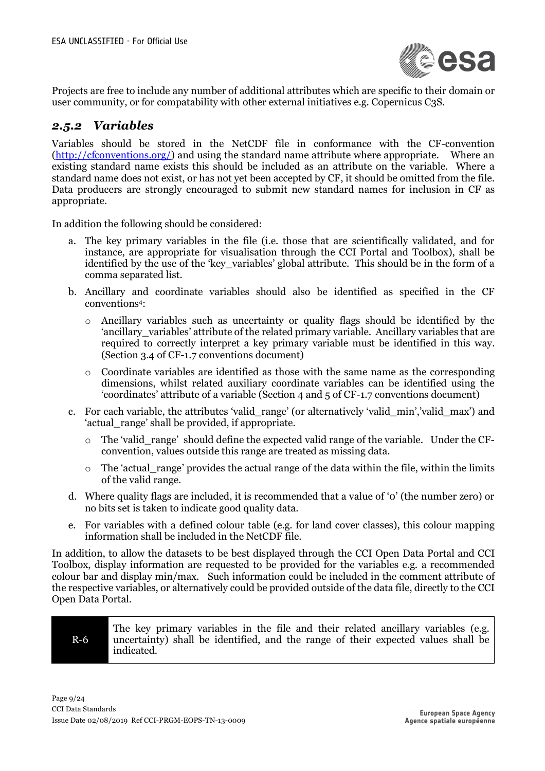Projects are free to include any number of additional attributes which are specific to their domain or user community, or for compatability with other external initiatives e.g. Copernicus C3S.

### *2.5.2 Variables*

Variables should be stored in the NetCDF file in conformance with the CF-convention (http://cfconventions.org/) and using the standard name attribute where appropriate. Where an existing standard name exists this should be included as an attribute on the variable. Where a standard name does not exist, or has not yet been accepted by CF, it should be omitted from the file. Data producers are strongly encouraged to submit new standard names for inclusion in CF as appropriate.

In addition the following should be considered:

a. The key primary variables in the file (i.e. those that are scientifically validated, and for instance, are appropriate for visualisation through the CCI Portal and Toolbox), shall be identified by the use of the 'key_variables' global attribute. This should be in the form of a comma separated list.

b. Ancillary and coordinate variables should also be identified as specified in the CF conventions[4]:
   - Ancillary variables such as uncertainty or quality flags should be identified by the 'ancillary_variables' attribute of the related primary variable. Ancillary variables that are required to correctly interpret a key primary variable must be identified in this way. (Section 3.4 of CF-1.7 conventions document)
   - Coordinate variables are identified as those with the same name as the corresponding dimensions, whilst related auxiliary coordinate variables can be identified using the 'coordinates' attribute of a variable (Section 4 and 5 of CF-1.7 conventions document)

c. For each variable, the attributes 'valid_range' (or alternatively 'valid_min','valid_max') and 'actual_range' shall be provided, if appropriate.
   - The 'valid_range' should define the expected valid range of the variable. Under the CF-convention, values outside this range are treated as missing data.
   - The 'actual_range' provides the actual range of the data within the file, within the limits of the valid range.

d. Where quality flags are included, it is recommended that a value of '0' (the number zero) or no bits set is taken to indicate good quality data.

e. For variables with a defined colour table (e.g. for land cover classes), this colour mapping information shall be included in the NetCDF file.

In addition, to allow the datasets to be best displayed through the CCI Open Data Portal and CCI Toolbox, display information are requested to be provided for the variables e.g. a recommended colour bar and display min/max. Such information could be included in the comment attribute of the respective variables, or alternatively could be provided outside of the data file, directly to the CCI Open Data Portal.

| R-6 | The key primary variables in the file and their related ancillary variables (e.g. uncertainty) shall be identified, and the range of their expected values shall be indicated. |
|---|---|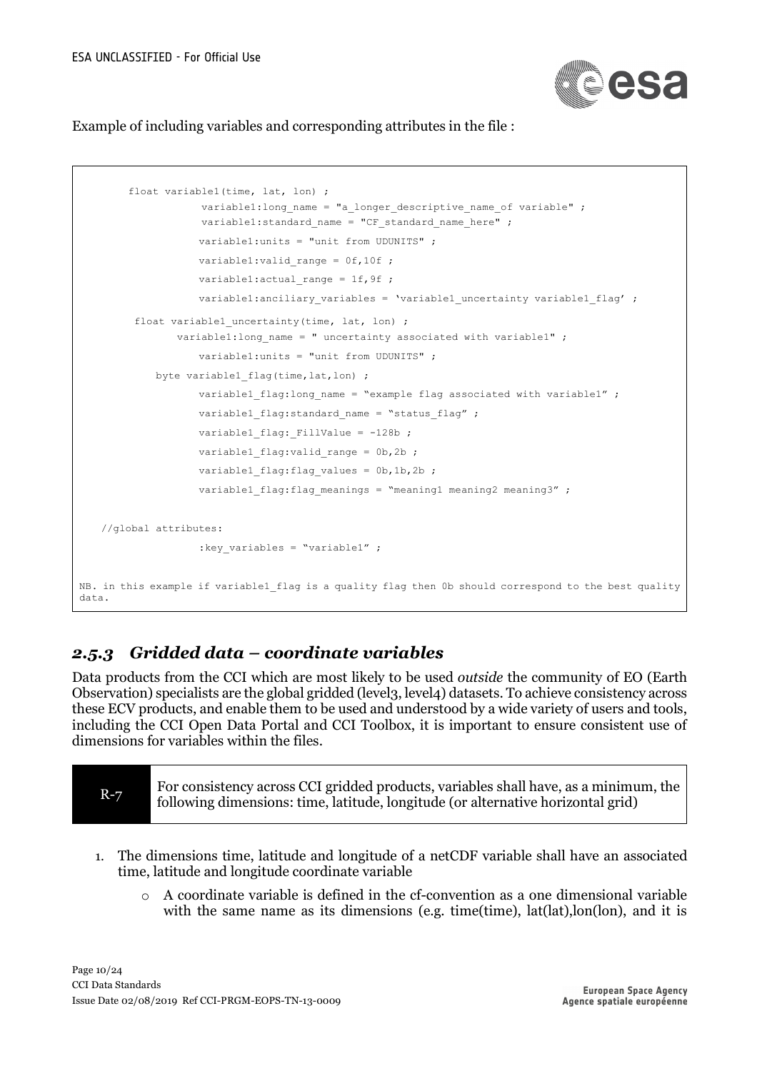Example of including variables and corresponding attributes in the file :

```
        float variable1(time, lat, lon) ;
                  variable1:long_name = "a_longer_descriptive_name_of variable" ;
                  variable1:standard_name = "CF_standard_name_here" ;
                  variable1:units = "unit from UDUNITS" ;
                  variable1:valid_range = 0f,10f ;
                  variable1:actual_range = 1f,9f ;
                  variable1:anciliary_variables = 'variable1_uncertainty variable1_flag' ;
         float variable1_uncertainty(time, lat, lon) ;
               variable1:long_name = " uncertainty associated with variable1" ;
                  variable1:units = "unit from UDUNITS" ;
            byte variable1_flag(time,lat,lon) ;
                  variable1_flag:long_name = "example flag associated with variable1" ;
                  variable1_flag:standard_name = "status_flag" ;
                  variable1_flag:_FillValue = -128b ;
                  variable1_flag:valid_range = 0b,2b ;
                  variable1_flag:flag_values = 0b,1b,2b ;
                  variable1_flag:flag_meanings = "meaning1 meaning2 meaning3" ;

    //global attributes:
                  :key_variables = "variable1" ;

NB. in this example if variable1_flag is a quality flag then 0b should correspond to the best quality data.
```

### *2.5.3 Gridded data – coordinate variables*

Data products from the CCI which are most likely to be used *outside* the community of EO (Earth Observation) specialists are the global gridded (level3, level4) datasets. To achieve consistency across these ECV products, and enable them to be used and understood by a wide variety of users and tools, including the CCI Open Data Portal and CCI Toolbox, it is important to ensure consistent use of dimensions for variables within the files.

| R-7 | For consistency across CCI gridded products, variables shall have, as a minimum, the following dimensions: time, latitude, longitude (or alternative horizontal grid) |
|---|---|

1. The dimensions time, latitude and longitude of a netCDF variable shall have an associated time, latitude and longitude coordinate variable
   - A coordinate variable is defined in the cf-convention as a one dimensional variable with the same name as its dimensions (e.g. time(time), lat(lat),lon(lon), and it is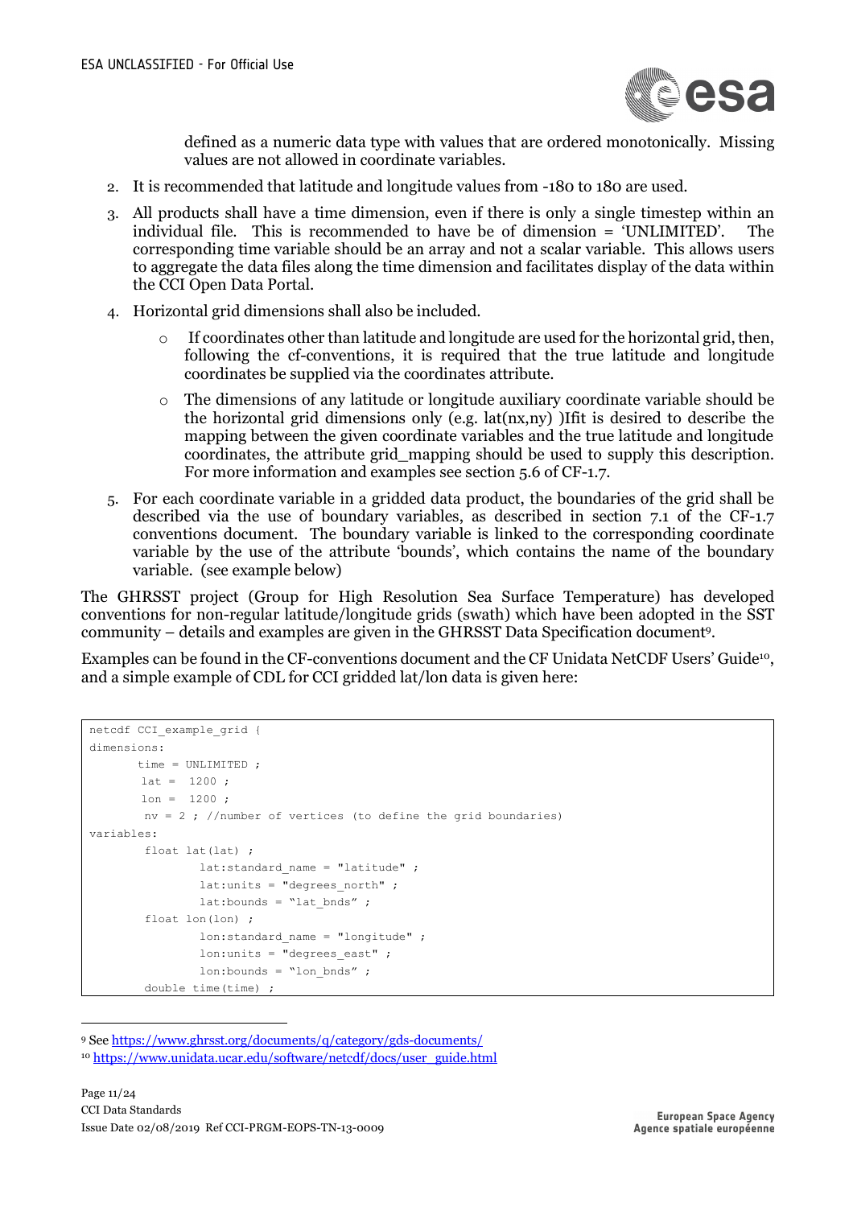defined as a numeric data type with values that are ordered monotonically. Missing values are not allowed in coordinate variables.

2. It is recommended that latitude and longitude values from -180 to 180 are used.

3. All products shall have a time dimension, even if there is only a single timestep within an individual file. This is recommended to have be of dimension = 'UNLIMITED'. The corresponding time variable should be an array and not a scalar variable. This allows users to aggregate the data files along the time dimension and facilitates display of the data within the CCI Open Data Portal.

4. Horizontal grid dimensions shall also be included.

   - If coordinates other than latitude and longitude are used for the horizontal grid, then, following the cf-conventions, it is required that the true latitude and longitude coordinates be supplied via the coordinates attribute.

   - The dimensions of any latitude or longitude auxiliary coordinate variable should be the horizontal grid dimensions only (e.g. lat(nx,ny) )Ifit is desired to describe the mapping between the given coordinate variables and the true latitude and longitude coordinates, the attribute grid_mapping should be used to supply this description. For more information and examples see section 5.6 of CF-1.7.

5. For each coordinate variable in a gridded data product, the boundaries of the grid shall be described via the use of boundary variables, as described in section 7.1 of the CF-1.7 conventions document. The boundary variable is linked to the corresponding coordinate variable by the use of the attribute 'bounds', which contains the name of the boundary variable. (see example below)

The GHRSST project (Group for High Resolution Sea Surface Temperature) has developed conventions for non-regular latitude/longitude grids (swath) which have been adopted in the SST community – details and examples are given in the GHRSST Data Specification document[9].

Examples can be found in the CF-conventions document and the CF Unidata NetCDF Users' Guide[10], and a simple example of CDL for CCI gridded lat/lon data is given here:

```
netcdf CCI_example_grid {
dimensions:
       time = UNLIMITED ;
        lat =  1200 ;
        lon =  1200 ;
         nv = 2 ; //number of vertices (to define the grid boundaries)
variables:
        float lat(lat) ;
                 lat:standard_name = "latitude" ;
                 lat:units = "degrees_north" ;
                 lat:bounds = "lat_bnds" ;
        float lon(lon) ;
                 lon:standard_name = "longitude" ;
                 lon:units = "degrees_east" ;
                 lon:bounds = "lon_bnds" ;
        double time(time) ;
```

[9] See https://www.ghrsst.org/documents/q/category/gds-documents/

[10] https://www.unidata.ucar.edu/software/netcdf/docs/user_guide.html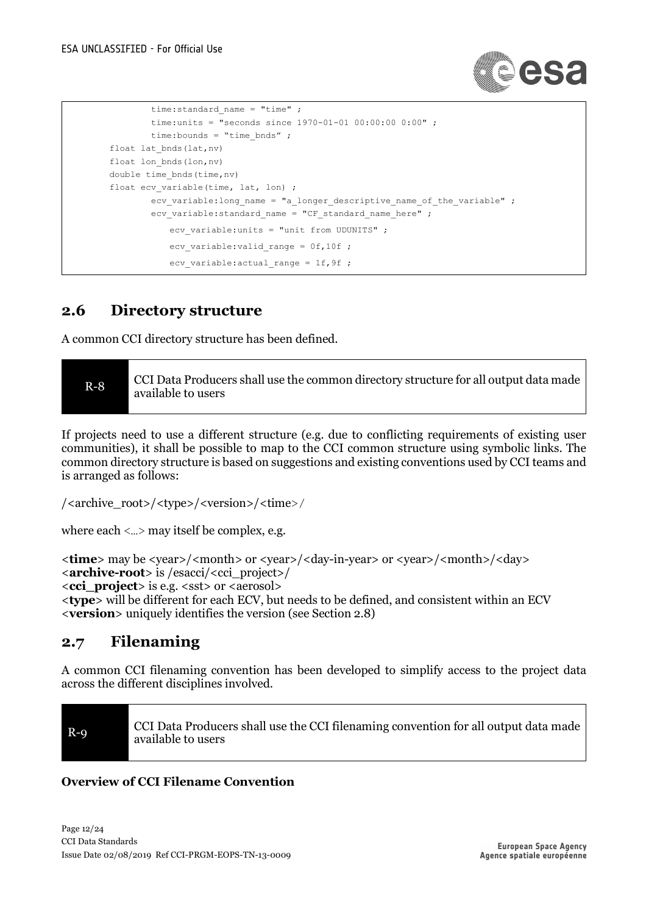```
        time:standard_name = "time" ;
        time:units = "seconds since 1970-01-01 00:00:00 0:00" ;
        time:bounds = "time_bnds" ;
float lat_bnds(lat,nv)
float lon_bnds(lon,nv)
double time_bnds(time,nv)
float ecv_variable(time, lat, lon) ;
        ecv_variable:long_name = "a_longer_descriptive_name_of_the_variable" ;
        ecv_variable:standard_name = "CF_standard_name_here" ;
            ecv_variable:units = "unit from UDUNITS" ;
            ecv_variable:valid_range = 0f,10f ;
            ecv_variable:actual_range = 1f,9f ;
```

## 2.6 Directory structure

A common CCI directory structure has been defined.

| R-8 | CCI Data Producers shall use the common directory structure for all output data made available to users |
|---|---|

If projects need to use a different structure (e.g. due to conflicting requirements of existing user communities), it shall be possible to map to the CCI common structure using symbolic links. The common directory structure is based on suggestions and existing conventions used by CCI teams and is arranged as follows:

/<archive_root>/<type>/<version>/<time>/

where each <...> may itself be complex, e.g.

<**time**> may be <year>/<month> or <year>/<day-in-year> or <year>/<month>/<day>
<**archive-root**> is /esacci/<cci_project>/
<**cci_project**> is e.g. <sst> or <aerosol>
<**type**> will be different for each ECV, but needs to be defined, and consistent within an ECV
<**version**> uniquely identifies the version (see Section 2.8)

## 2.7 Filenaming

A common CCI filenaming convention has been developed to simplify access to the project data across the different disciplines involved.

| R-9 | CCI Data Producers shall use the CCI filenaming convention for all output data made available to users |
|---|---|

**Overview of CCI Filename Convention**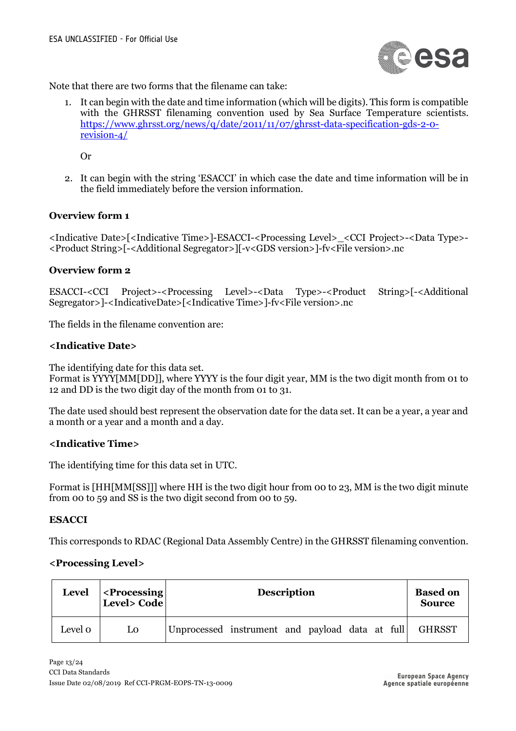Note that there are two forms that the filename can take:

1. It can begin with the date and time information (which will be digits). This form is compatible with the GHRSST filenaming convention used by Sea Surface Temperature scientists. [https://www.ghrsst.org/news/q/date/2011/11/07/ghrsst-data-specification-gds-2-0-revision-4/](https://www.ghrsst.org/news/q/date/2011/11/07/ghrsst-data-specification-gds-2-0-revision-4/)

   Or

2. It can begin with the string 'ESACCI' in which case the date and time information will be in the field immediately before the version information.

**Overview form 1**

<Indicative Date>[<Indicative Time>]-ESACCI-<Processing Level>_<CCI Project>-<Data Type>-<Product String>[-<Additional Segregator>][-v<GDS version>]-fv<File version>.nc

**Overview form 2**

ESACCI-<CCI Project>-<Processing Level>-<Data Type>-<Product String>[-<Additional Segregator>]-<IndicativeDate>[<Indicative Time>]-fv<File version>.nc

The fields in the filename convention are:

**<Indicative Date>**

The identifying date for this data set.
Format is YYYY[MM[DD]], where YYYY is the four digit year, MM is the two digit month from 01 to 12 and DD is the two digit day of the month from 01 to 31.

The date used should best represent the observation date for the data set. It can be a year, a year and a month or a year and a month and a day.

**<Indicative Time>**

The identifying time for this data set in UTC.

Format is [HH[MM[SS]]] where HH is the two digit hour from 00 to 23, MM is the two digit minute from 00 to 59 and SS is the two digit second from 00 to 59.

**ESACCI**

This corresponds to RDAC (Regional Data Assembly Centre) in the GHRSST filenaming convention.

**<Processing Level>**

| Level | <Processing Level> Code | Description | Based on Source |
|---|---|---|---|
| Level 0 | L0 | Unprocessed instrument and payload data at full | GHRSST |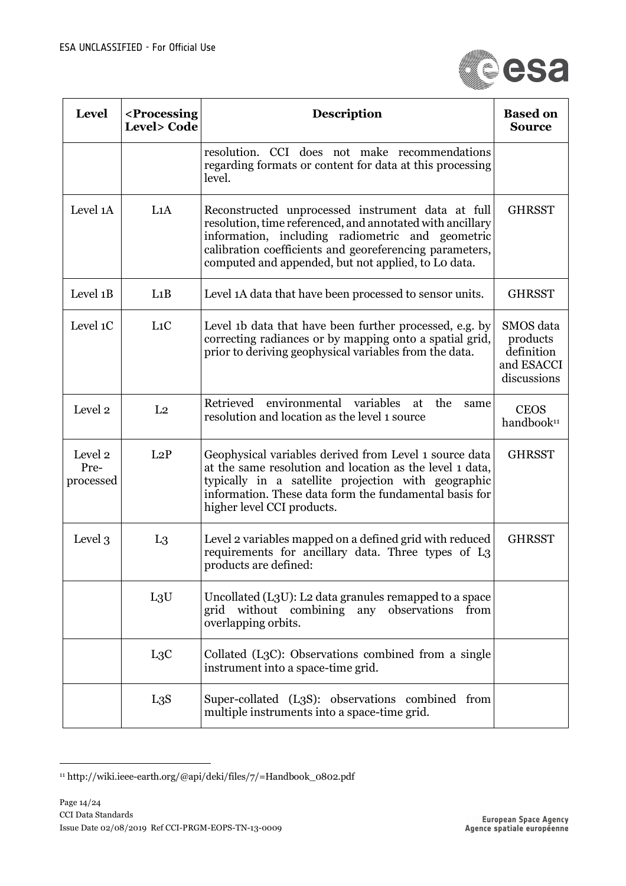| Level | <Processing Level> Code | Description | Based on Source |
|---|---|---|---|
| | | resolution. CCI does not make recommendations regarding formats or content for data at this processing level. | |
| Level 1A | L1A | Reconstructed unprocessed instrument data at full resolution, time referenced, and annotated with ancillary information, including radiometric and geometric calibration coefficients and georeferencing parameters, computed and appended, but not applied, to L0 data. | GHRSST |
| Level 1B | L1B | Level 1A data that have been processed to sensor units. | GHRSST |
| Level 1C | L1C | Level 1b data that have been further processed, e.g. by correcting radiances or by mapping onto a spatial grid, prior to deriving geophysical variables from the data. | SMOS data products definition and ESACCI discussions |
| Level 2 | L2 | Retrieved environmental variables at the same resolution and location as the level 1 source | CEOS handbook[11] |
| Level 2 Pre-processed | L2P | Geophysical variables derived from Level 1 source data at the same resolution and location as the level 1 data, typically in a satellite projection with geographic information. These data form the fundamental basis for higher level CCI products. | GHRSST |
| Level 3 | L3 | Level 2 variables mapped on a defined grid with reduced requirements for ancillary data. Three types of L3 products are defined: | GHRSST |
| | L3U | Uncollated (L3U): L2 data granules remapped to a space grid without combining any observations from overlapping orbits. | |
| | L3C | Collated (L3C): Observations combined from a single instrument into a space-time grid. | |
| | L3S | Super-collated (L3S): observations combined from multiple instruments into a space-time grid. | |

[11] http://wiki.ieee-earth.org/@api/deki/files/7/=Handbook_0802.pdf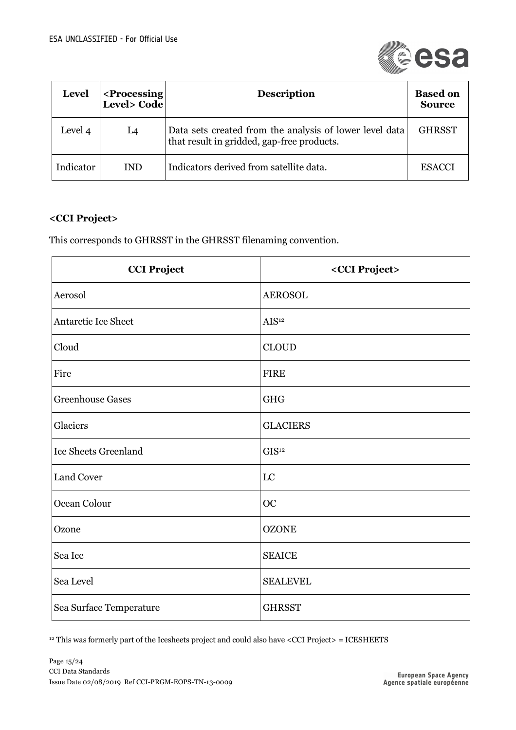| Level | <Processing Level> Code | Description | Based on Source |
|---|---|---|---|
| Level 4 | L4 | Data sets created from the analysis of lower level data that result in gridded, gap-free products. | GHRSST |
| Indicator | IND | Indicators derived from satellite data. | ESACCI |

**<CCI Project>**

This corresponds to GHRSST in the GHRSST filenaming convention.

| CCI Project | <CCI Project> |
|---|---|
| Aerosol | AEROSOL |
| Antarctic Ice Sheet | AIS[12] |
| Cloud | CLOUD |
| Fire | FIRE |
| Greenhouse Gases | GHG |
| Glaciers | GLACIERS |
| Ice Sheets Greenland | GIS[12] |
| Land Cover | LC |
| Ocean Colour | OC |
| Ozone | OZONE |
| Sea Ice | SEAICE |
| Sea Level | SEALEVEL |
| Sea Surface Temperature | GHRSST |

[12] This was formerly part of the Icesheets project and could also have <CCI Project> = ICESHEETS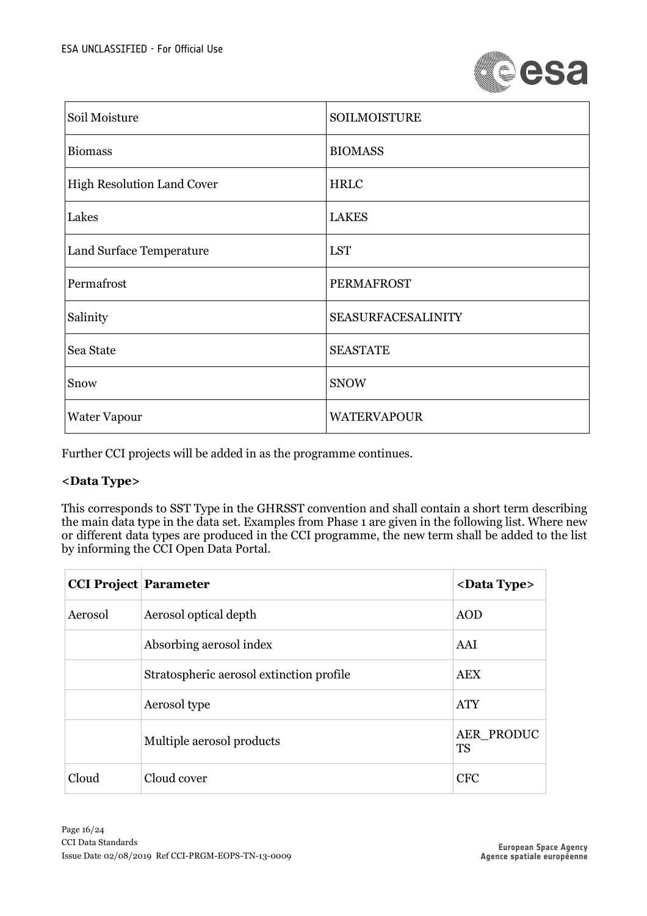| Soil Moisture | SOILMOISTURE |
|---|---|
| Biomass | BIOMASS |
| High Resolution Land Cover | HRLC |
| Lakes | LAKES |
| Land Surface Temperature | LST |
| Permafrost | PERMAFROST |
| Salinity | SEASURFACESALINITY |
| Sea State | SEASTATE |
| Snow | SNOW |
| Water Vapour | WATERVAPOUR |

Further CCI projects will be added in as the programme continues.

**<Data Type>**

This corresponds to SST Type in the GHRSST convention and shall contain a short term describing the main data type in the data set. Examples from Phase 1 are given in the following list. Where new or different data types are produced in the CCI programme, the new term shall be added to the list by informing the CCI Open Data Portal.

| CCI Project | Parameter | <Data Type> |
|---|---|---|
| Aerosol | Aerosol optical depth | AOD |
| | Absorbing aerosol index | AAI |
| | Stratospheric aerosol extinction profile | AEX |
| | Aerosol type | ATY |
| | Multiple aerosol products | AER_PRODUCTS |
| Cloud | Cloud cover | CFC |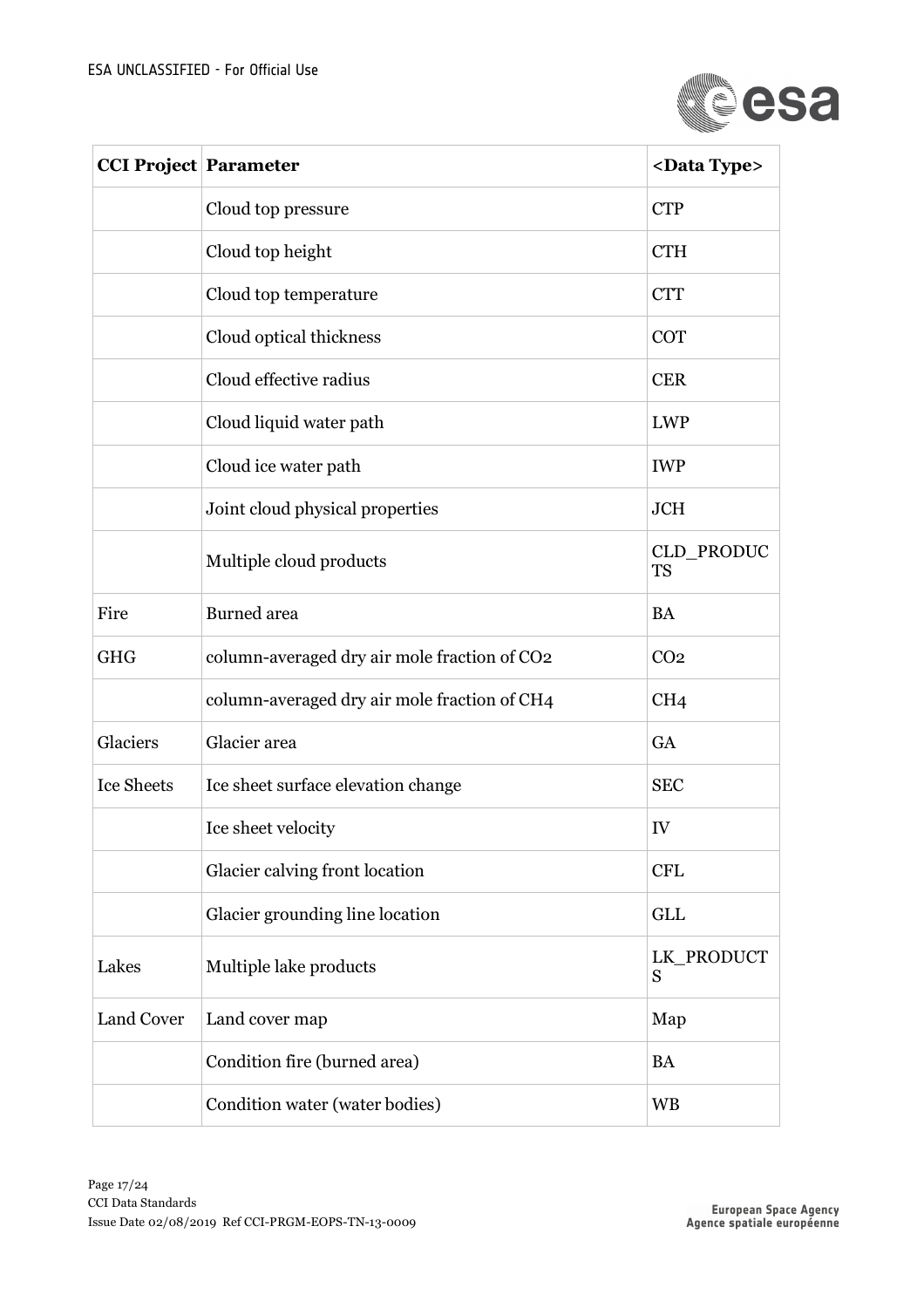| CCI Project | Parameter | <Data Type> |
|---|---|---|
| | Cloud top pressure | CTP |
| | Cloud top height | CTH |
| | Cloud top temperature | CTT |
| | Cloud optical thickness | COT |
| | Cloud effective radius | CER |
| | Cloud liquid water path | LWP |
| | Cloud ice water path | IWP |
| | Joint cloud physical properties | JCH |
| | Multiple cloud products | CLD_PRODUCTS |
| Fire | Burned area | BA |
| GHG | column-averaged dry air mole fraction of $CO_2$ | $CO_2$ |
| | column-averaged dry air mole fraction of $CH_4$ | $CH_4$ |
| Glaciers | Glacier area | GA |
| Ice Sheets | Ice sheet surface elevation change | SEC |
| | Ice sheet velocity | IV |
| | Glacier calving front location | CFL |
| | Glacier grounding line location | GLL |
| Lakes | Multiple lake products | LK_PRODUCTS |
| Land Cover | Land cover map | Map |
| | Condition fire (burned area) | BA |
| | Condition water (water bodies) | WB |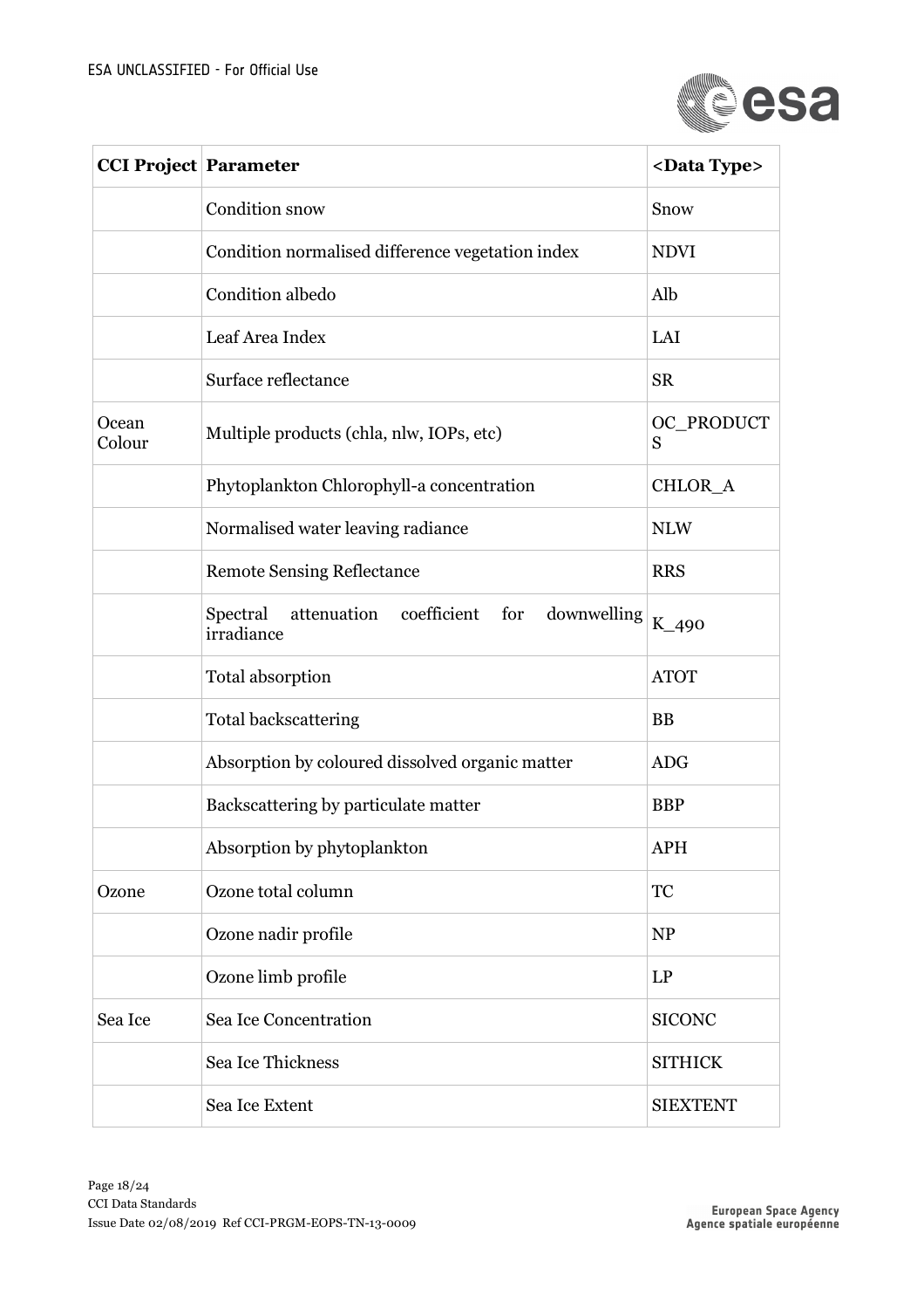| CCI Project | Parameter | <Data Type> |
|---|---|---|
| | Condition snow | Snow |
| | Condition normalised difference vegetation index | NDVI |
| | Condition albedo | Alb |
| | Leaf Area Index | LAI |
| | Surface reflectance | SR |
| Ocean Colour | Multiple products (chla, nlw, IOPs, etc) | OC_PRODUCTS |
| | Phytoplankton Chlorophyll-a concentration | CHLOR_A |
| | Normalised water leaving radiance | NLW |
| | Remote Sensing Reflectance | RRS |
| | Spectral attenuation coefficient for downwelling irradiance | K_490 |
| | Total absorption | ATOT |
| | Total backscattering | BB |
| | Absorption by coloured dissolved organic matter | ADG |
| | Backscattering by particulate matter | BBP |
| | Absorption by phytoplankton | APH |
| Ozone | Ozone total column | TC |
| | Ozone nadir profile | NP |
| | Ozone limb profile | LP |
| Sea Ice | Sea Ice Concentration | SICONC |
| | Sea Ice Thickness | SITHICK |
| | Sea Ice Extent | SIEXTENT |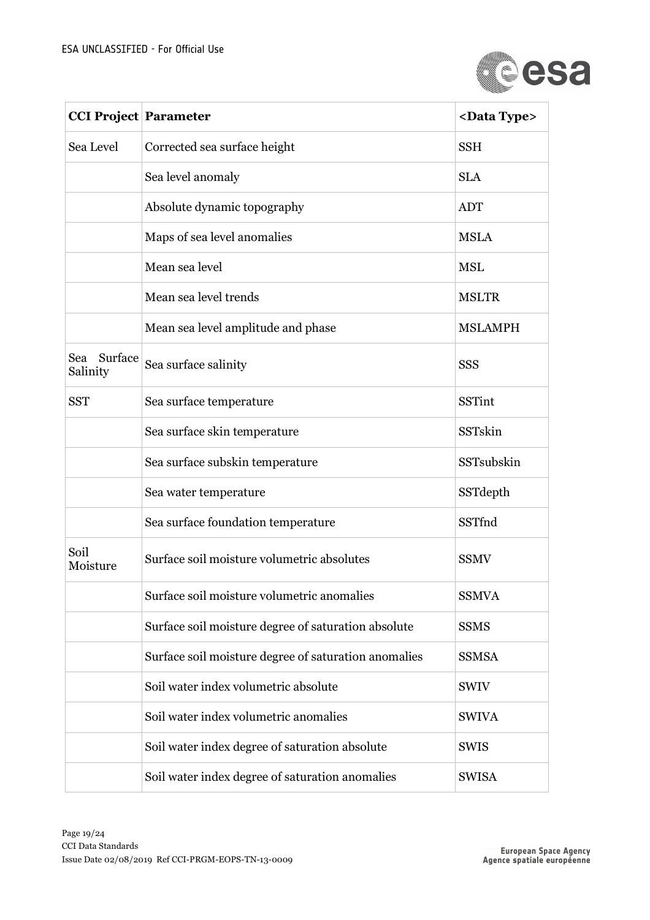| CCI Project | Parameter | <Data Type> |
|---|---|---|
| Sea Level | Corrected sea surface height | SSH |
| | Sea level anomaly | SLA |
| | Absolute dynamic topography | ADT |
| | Maps of sea level anomalies | MSLA |
| | Mean sea level | MSL |
| | Mean sea level trends | MSLTR |
| | Mean sea level amplitude and phase | MSLAMPH |
| Sea Surface Salinity | Sea surface salinity | SSS |
| SST | Sea surface temperature | SSTint |
| | Sea surface skin temperature | SSTskin |
| | Sea surface subskin temperature | SSTsubskin |
| | Sea water temperature | SSTdepth |
| | Sea surface foundation temperature | SSTfnd |
| Soil Moisture | Surface soil moisture volumetric absolutes | SSMV |
| | Surface soil moisture volumetric anomalies | SSMVA |
| | Surface soil moisture degree of saturation absolute | SSMS |
| | Surface soil moisture degree of saturation anomalies | SSMSA |
| | Soil water index volumetric absolute | SWIV |
| | Soil water index volumetric anomalies | SWIVA |
| | Soil water index degree of saturation absolute | SWIS |
| | Soil water index degree of saturation anomalies | SWISA |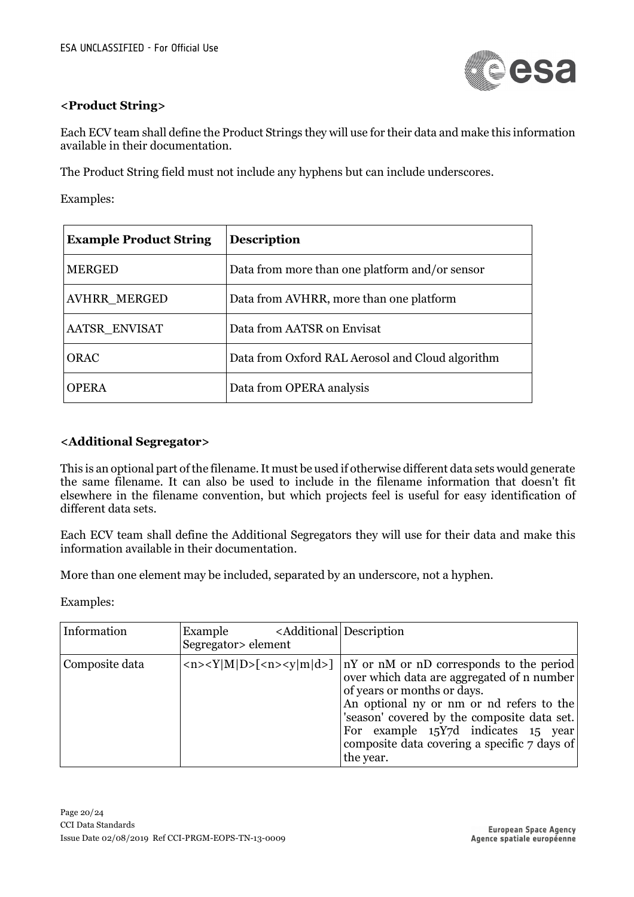### <Product String>

Each ECV team shall define the Product Strings they will use for their data and make this information available in their documentation.

The Product String field must not include any hyphens but can include underscores.

Examples:

| Example Product String | Description |
|---|---|
| MERGED | Data from more than one platform and/or sensor |
| AVHRR_MERGED | Data from AVHRR, more than one platform |
| AATSR_ENVISAT | Data from AATSR on Envisat |
| ORAC | Data from Oxford RAL Aerosol and Cloud algorithm |
| OPERA | Data from OPERA analysis |

### <Additional Segregator>

This is an optional part of the filename. It must be used if otherwise different data sets would generate the same filename. It can also be used to include in the filename information that doesn't fit elsewhere in the filename convention, but which projects feel is useful for easy identification of different data sets.

Each ECV team shall define the Additional Segregators they will use for their data and make this information available in their documentation.

More than one element may be included, separated by an underscore, not a hyphen.

Examples:

| Information | Example <Additional Segregator> element | Description |
|---|---|---|
| Composite data | <n><Y\|M\|D>[<n><y\|m\|d>] | nY or nM or nD corresponds to the period over which data are aggregated of n number of years or months or days.<br>An optional ny or nm or nd refers to the 'season' covered by the composite data set. For example 15Y7d indicates 15 year composite data covering a specific 7 days of the year. |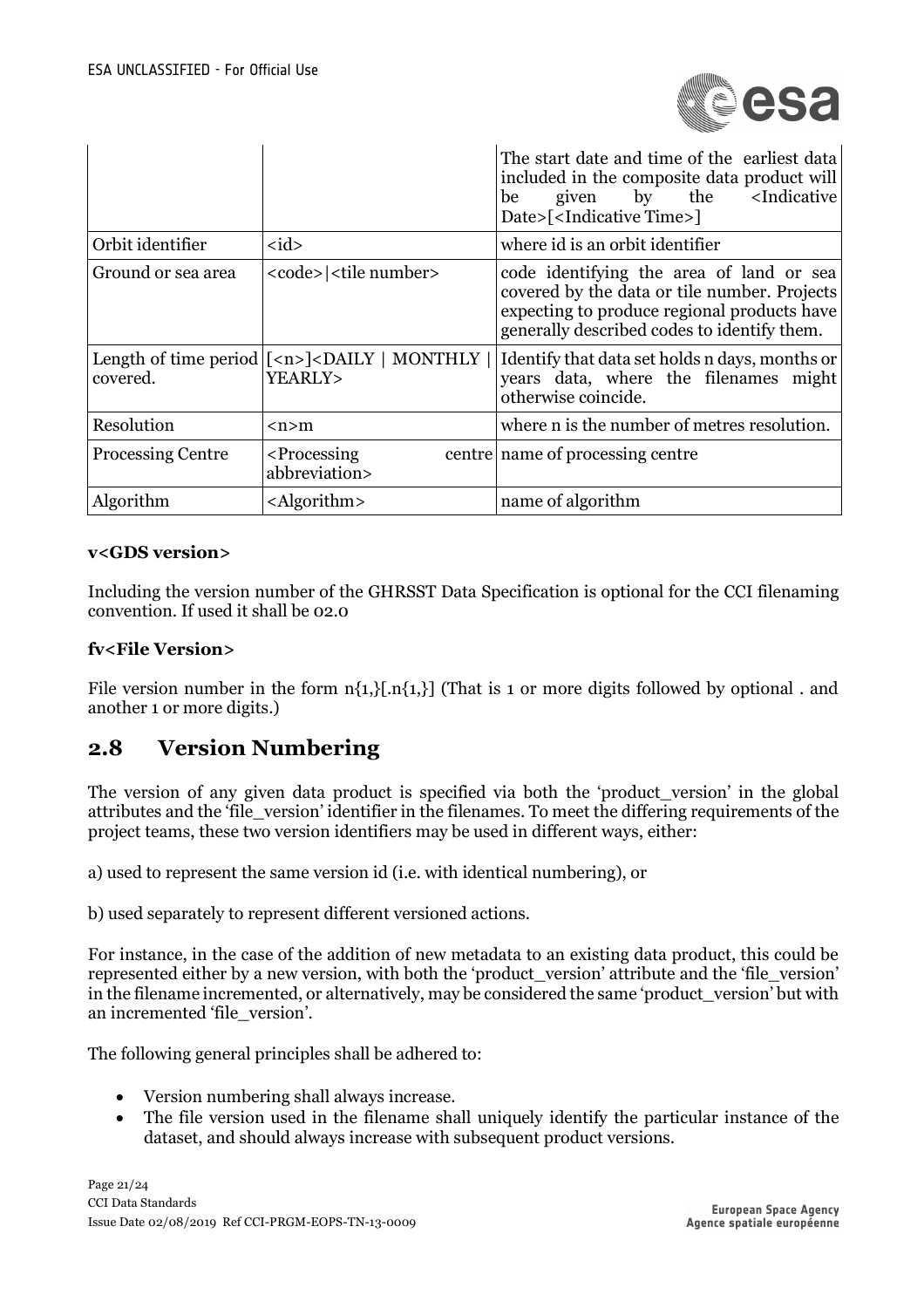| | | |
|---|---|---|
| | | The start date and time of the earliest data included in the composite data product will be given by the <Indicative Date>[<Indicative Time>] |
| Orbit identifier | <id> | where id is an orbit identifier |
| Ground or sea area | <code>\|<tile number> | code identifying the area of land or sea covered by the data or tile number. Projects expecting to produce regional products have generally described codes to identify them. |
| Length of time period covered. | [<n>]<DAILY \| MONTHLY \| YEARLY> | Identify that data set holds n days, months or years data, where the filenames might otherwise coincide. |
| Resolution | <n>m | where n is the number of metres resolution. |
| Processing Centre | <Processing centre abbreviation> | name of processing centre |
| Algorithm | <Algorithm> | name of algorithm |

**v<GDS version>**

Including the version number of the GHRSST Data Specification is optional for the CCI filenaming convention. If used it shall be 02.0

**fv<File Version>**

File version number in the form n{1,}[.n{1,}] (That is 1 or more digits followed by optional . and another 1 or more digits.)

## 2.8 Version Numbering

The version of any given data product is specified via both the 'product_version' in the global attributes and the 'file_version' identifier in the filenames. To meet the differing requirements of the project teams, these two version identifiers may be used in different ways, either:

a) used to represent the same version id (i.e. with identical numbering), or

b) used separately to represent different versioned actions.

For instance, in the case of the addition of new metadata to an existing data product, this could be represented either by a new version, with both the 'product_version' attribute and the 'file_version' in the filename incremented, or alternatively, may be considered the same 'product_version' but with an incremented 'file_version'.

The following general principles shall be adhered to:

- Version numbering shall always increase.
- The file version used in the filename shall uniquely identify the particular instance of the dataset, and should always increase with subsequent product versions.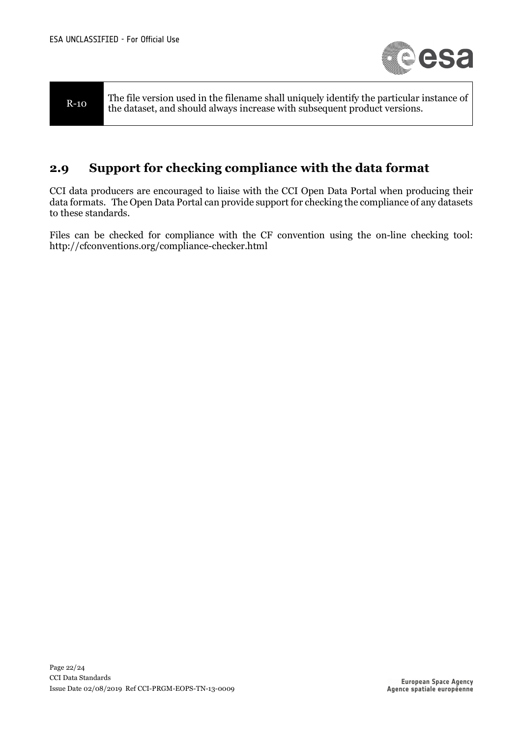| R-10 | The file version used in the filename shall uniquely identify the particular instance of the dataset, and should always increase with subsequent product versions. |
|---|---|

## 2.9 Support for checking compliance with the data format

CCI data producers are encouraged to liaise with the CCI Open Data Portal when producing their data formats. The Open Data Portal can provide support for checking the compliance of any datasets to these standards.

Files can be checked for compliance with the CF convention using the on-line checking tool: http://cfconventions.org/compliance-checker.html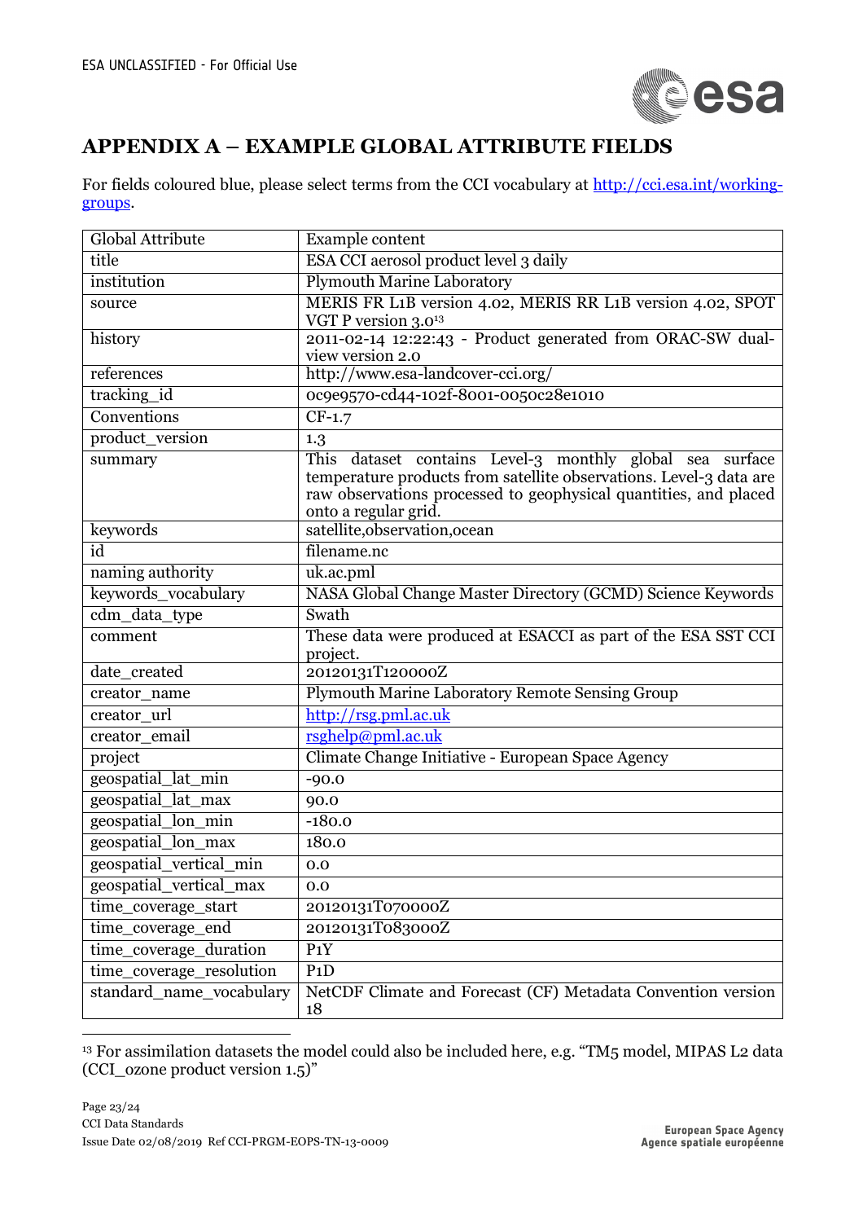# APPENDIX A – EXAMPLE GLOBAL ATTRIBUTE FIELDS

For fields coloured blue, please select terms from the CCI vocabulary at [http://cci.esa.int/working-groups](http://cci.esa.int/working-groups).

| Global Attribute | Example content |
|---|---|
| title | ESA CCI aerosol product level 3 daily |
| institution | Plymouth Marine Laboratory |
| source | MERIS FR L1B version 4.02, MERIS RR L1B version 4.02, SPOT VGT P version 3.0[13] |
| history | 2011-02-14 12:22:43 - Product generated from ORAC-SW dual-view version 2.0 |
| references | http://www.esa-landcover-cci.org/ |
| tracking_id | 0c9e9570-cd44-102f-8001-0050c28e1010 |
| Conventions | CF-1.7 |
| product_version | 1.3 |
| summary | This dataset contains Level-3 monthly global sea surface temperature products from satellite observations. Level-3 data are raw observations processed to geophysical quantities, and placed onto a regular grid. |
| keywords | satellite,observation,ocean |
| id | filename.nc |
| naming authority | uk.ac.pml |
| keywords_vocabulary | NASA Global Change Master Directory (GCMD) Science Keywords |
| cdm_data_type | Swath |
| comment | These data were produced at ESACCI as part of the ESA SST CCI project. |
| date_created | 20120131T120000Z |
| creator_name | Plymouth Marine Laboratory Remote Sensing Group |
| creator_url | [http://rsg.pml.ac.uk](http://rsg.pml.ac.uk) |
| creator_email | [rsghelp@pml.ac.uk](mailto:rsghelp@pml.ac.uk) |
| project | Climate Change Initiative - European Space Agency |
| geospatial_lat_min | -90.0 |
| geospatial_lat_max | 90.0 |
| geospatial_lon_min | -180.0 |
| geospatial_lon_max | 180.0 |
| geospatial_vertical_min | 0.0 |
| geospatial_vertical_max | 0.0 |
| time_coverage_start | 20120131T070000Z |
| time_coverage_end | 20120131T083000Z |
| time_coverage_duration | P1Y |
| time_coverage_resolution | P1D |
| standard_name_vocabulary | NetCDF Climate and Forecast (CF) Metadata Convention version 18 |

[13] For assimilation datasets the model could also be included here, e.g. "TM5 model, MIPAS L2 data (CCI_ozone product version 1.5)"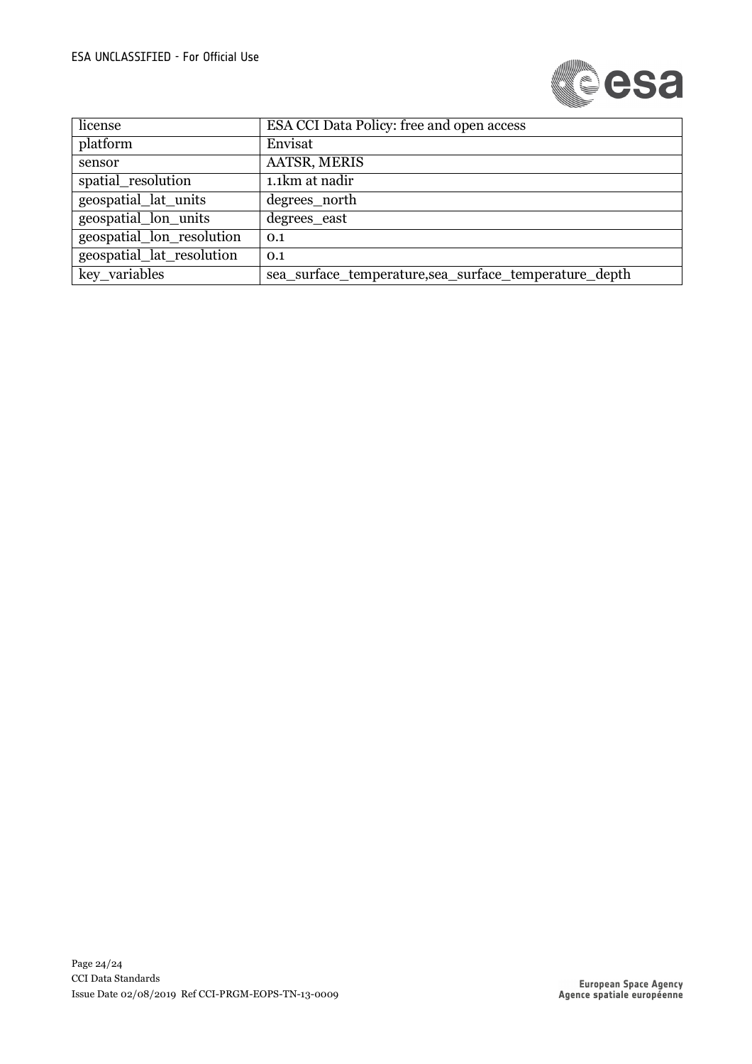| | |
|---|---|
| license | ESA CCI Data Policy: free and open access |
| platform | Envisat |
| sensor | AATSR, MERIS |
| spatial_resolution | 1.1km at nadir |
| geospatial_lat_units | degrees_north |
| geospatial_lon_units | degrees_east |
| geospatial_lon_resolution | 0.1 |
| geospatial_lat_resolution | 0.1 |
| key_variables | sea_surface_temperature,sea_surface_temperature_depth |